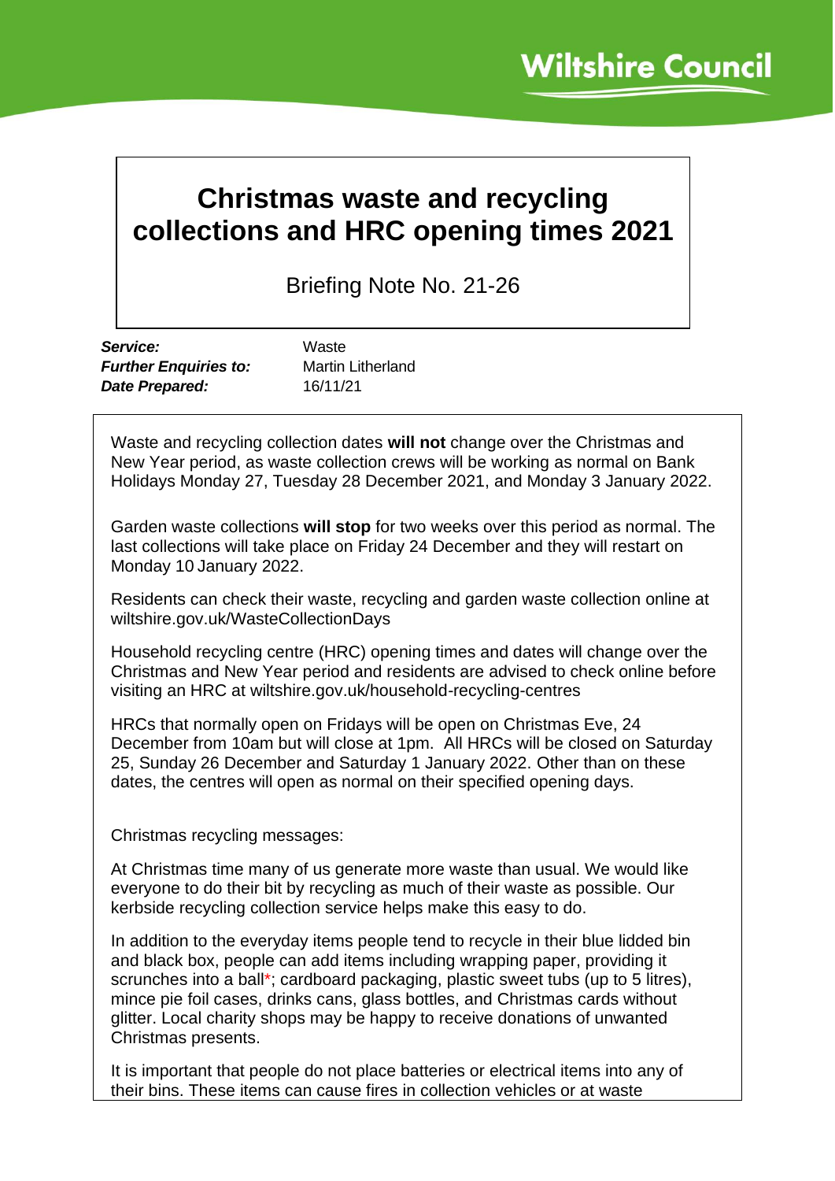# Christmas waste and recycling collections and HRC opening times 2021

Briefing Note No. 21-26

***Service:*** Waste
***Further Enquiries to:*** Martin Litherland
***Date Prepared:*** 16/11/21

Waste and recycling collection dates **will not** change over the Christmas and New Year period, as waste collection crews will be working as normal on Bank Holidays Monday 27, Tuesday 28 December 2021, and Monday 3 January 2022.

Garden waste collections **will stop** for two weeks over this period as normal. The last collections will take place on Friday 24 December and they will restart on Monday 10 January 2022.

Residents can check their waste, recycling and garden waste collection online at wiltshire.gov.uk/WasteCollectionDays

Household recycling centre (HRC) opening times and dates will change over the Christmas and New Year period and residents are advised to check online before visiting an HRC at wiltshire.gov.uk/household-recycling-centres

HRCs that normally open on Fridays will be open on Christmas Eve, 24 December from 10am but will close at 1pm. All HRCs will be closed on Saturday 25, Sunday 26 December and Saturday 1 January 2022. Other than on these dates, the centres will open as normal on their specified opening days.

Christmas recycling messages:

At Christmas time many of us generate more waste than usual. We would like everyone to do their bit by recycling as much of their waste as possible. Our kerbside recycling collection service helps make this easy to do.

In addition to the everyday items people tend to recycle in their blue lidded bin and black box, people can add items including wrapping paper, providing it scrunches into a ball*; cardboard packaging, plastic sweet tubs (up to 5 litres), mince pie foil cases, drinks cans, glass bottles, and Christmas cards without glitter. Local charity shops may be happy to receive donations of unwanted Christmas presents.

It is important that people do not place batteries or electrical items into any of their bins. These items can cause fires in collection vehicles or at waste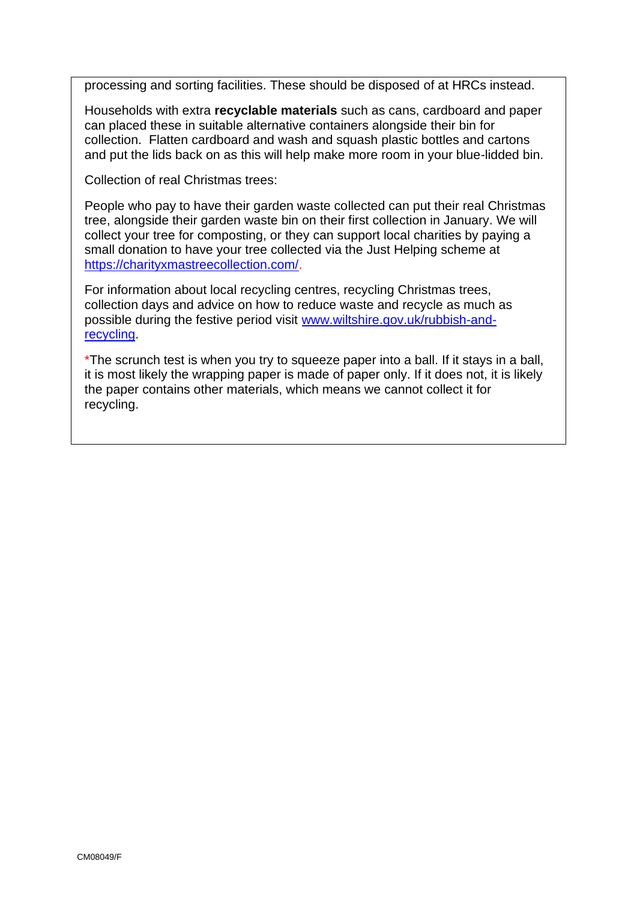processing and sorting facilities. These should be disposed of at HRCs instead.

Households with extra **recyclable materials** such as cans, cardboard and paper can placed these in suitable alternative containers alongside their bin for collection. Flatten cardboard and wash and squash plastic bottles and cartons and put the lids back on as this will help make more room in your blue-lidded bin.

Collection of real Christmas trees:

People who pay to have their garden waste collected can put their real Christmas tree, alongside their garden waste bin on their first collection in January. We will collect your tree for composting, or they can support local charities by paying a small donation to have your tree collected via the Just Helping scheme at https://charityxmastreecollection.com/.

For information about local recycling centres, recycling Christmas trees, collection days and advice on how to reduce waste and recycle as much as possible during the festive period visit www.wiltshire.gov.uk/rubbish-and-recycling.

*The scrunch test is when you try to squeeze paper into a ball. If it stays in a ball, it is most likely the wrapping paper is made of paper only. If it does not, it is likely the paper contains other materials, which means we cannot collect it for recycling.

CM08049/F